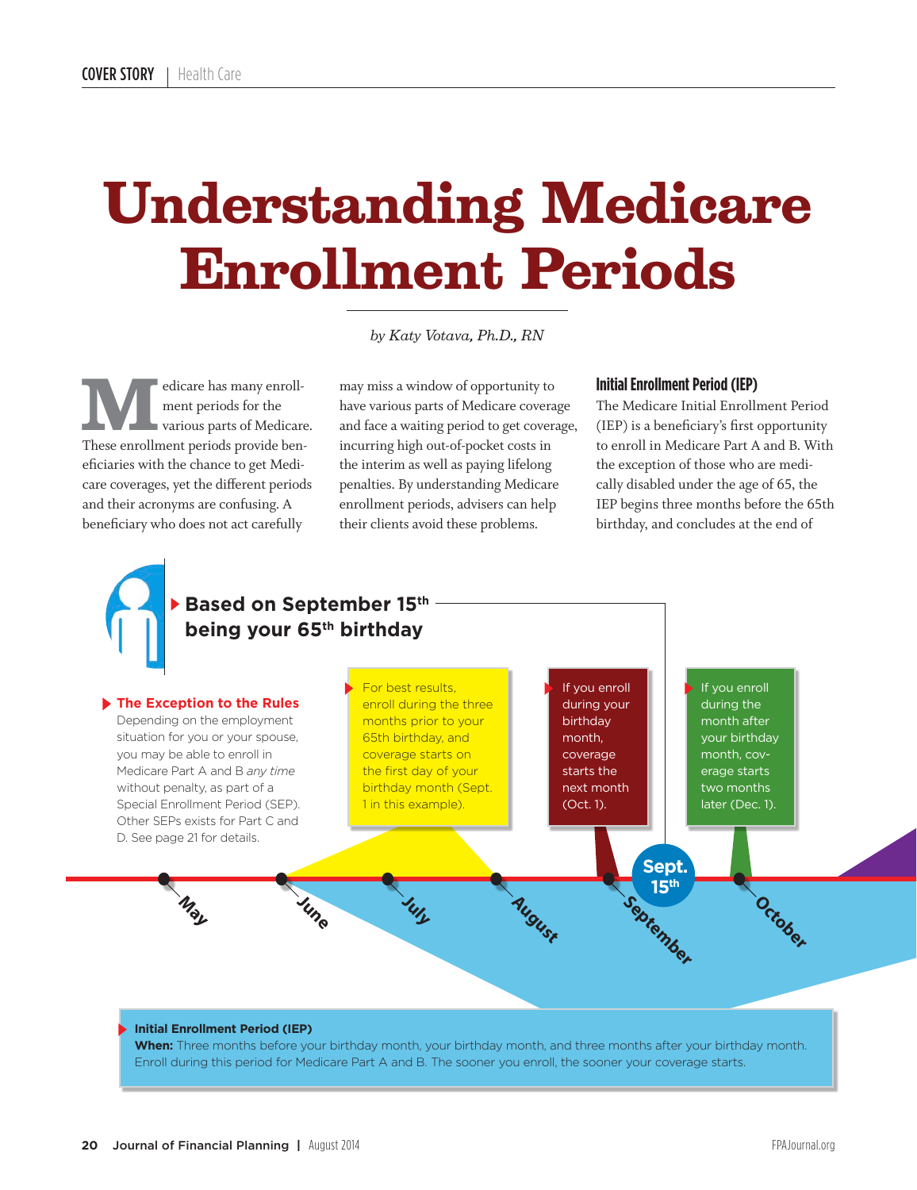# Understanding Medicare Enrollment Periods

*by Katy Votava, Ph.D., RN*

Medicare has many enrollment periods for the various parts of Medicare. These enrollment periods provide beneficiaries with the chance to get Medicare coverages, yet the different periods and their acronyms are confusing. A beneficiary who does not act carefully may miss a window of opportunity to have various parts of Medicare coverage and face a waiting period to get coverage, incurring high out-of-pocket costs in the interim as well as paying lifelong penalties. By understanding Medicare enrollment periods, advisers can help their clients avoid these problems.

## Initial Enrollment Period (IEP)

The Medicare Initial Enrollment Period (IEP) is a beneficiary's first opportunity to enroll in Medicare Part A and B. With the exception of those who are medically disabled under the age of 65, the IEP begins three months before the 65th birthday, and concludes at the end of

**Based on September 15th being your 65th birthday**

**The Exception to the Rules**
Depending on the employment situation for you or your spouse, you may be able to enroll in Medicare Part A and B *any time* without penalty, as part of a Special Enrollment Period (SEP). Other SEPs exists for Part C and D. See page 21 for details.

For best results, enroll during the three months prior to your 65th birthday, and coverage starts on the first day of your birthday month (Sept. 1 in this example).

If you enroll during your birthday month, coverage starts the next month (Oct. 1).

If you enroll during the month after your birthday month, coverage starts two months later (Dec. 1).

May | June | July | August | September (Sept. 15th) | October

**Initial Enrollment Period (IEP)**
**When:** Three months before your birthday month, your birthday month, and three months after your birthday month. Enroll during this period for Medicare Part A and B. The sooner you enroll, the sooner your coverage starts.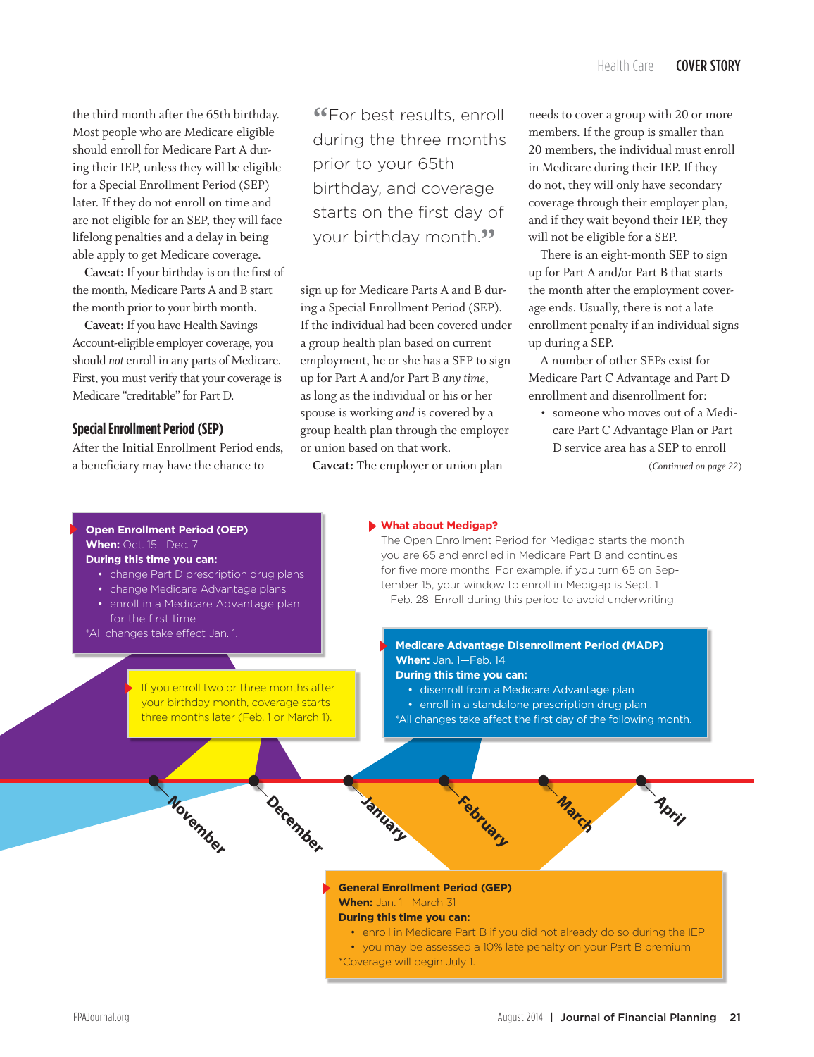the third month after the 65th birthday. Most people who are Medicare eligible should enroll for Medicare Part A during their IEP, unless they will be eligible for a Special Enrollment Period (SEP) later. If they do not enroll on time and are not eligible for an SEP, they will face lifelong penalties and a delay in being able apply to get Medicare coverage.

**Caveat:** If your birthday is on the first of the month, Medicare Parts A and B start the month prior to your birth month.

**Caveat:** If you have Health Savings Account-eligible employer coverage, you should *not* enroll in any parts of Medicare. First, you must verify that your coverage is Medicare "creditable" for Part D.

> "For best results, enroll during the three months prior to your 65th birthday, and coverage starts on the first day of your birthday month."

## Special Enrollment Period (SEP)

After the Initial Enrollment Period ends, a beneficiary may have the chance to sign up for Medicare Parts A and B during a Special Enrollment Period (SEP). If the individual had been covered under a group health plan based on current employment, he or she has a SEP to sign up for Part A and/or Part B *any time*, as long as the individual or his or her spouse is working *and* is covered by a group health plan through the employer or union based on that work.

**Caveat:** The employer or union plan needs to cover a group with 20 or more members. If the group is smaller than 20 members, the individual must enroll in Medicare during their IEP. If they do not, they will only have secondary coverage through their employer plan, and if they wait beyond their IEP, they will not be eligible for a SEP.

There is an eight-month SEP to sign up for Part A and/or Part B that starts the month after the employment coverage ends. Usually, there is not a late enrollment penalty if an individual signs up during a SEP.

A number of other SEPs exist for Medicare Part C Advantage and Part D enrollment and disenrollment for:

- someone who moves out of a Medicare Part C Advantage Plan or Part D service area has a SEP to enroll

(*Continued on page 22*)

**Open Enrollment Period (OEP)**
**When:** Oct. 15—Dec. 7
**During this time you can:**
- change Part D prescription drug plans
- change Medicare Advantage plans
- enroll in a Medicare Advantage plan for the first time

*All changes take effect Jan. 1.

If you enroll two or three months after your birthday month, coverage starts three months later (Feb. 1 or March 1).

**What about Medigap?**
The Open Enrollment Period for Medigap starts the month you are 65 and enrolled in Medicare Part B and continues for five more months. For example, if you turn 65 on September 15, your window to enroll in Medigap is Sept. 1—Feb. 28. Enroll during this period to avoid underwriting.

**Medicare Advantage Disenrollment Period (MADP)**
**When:** Jan. 1—Feb. 14
**During this time you can:**
- disenroll from a Medicare Advantage plan
- enroll in a standalone prescription drug plan

*All changes take affect the first day of the following month.

November | December | January | February | March | April

**General Enrollment Period (GEP)**
**When:** Jan. 1—March 31
**During this time you can:**
- enroll in Medicare Part B if you did not already do so during the IEP
- you may be assessed a 10% late penalty on your Part B premium

*Coverage will begin July 1.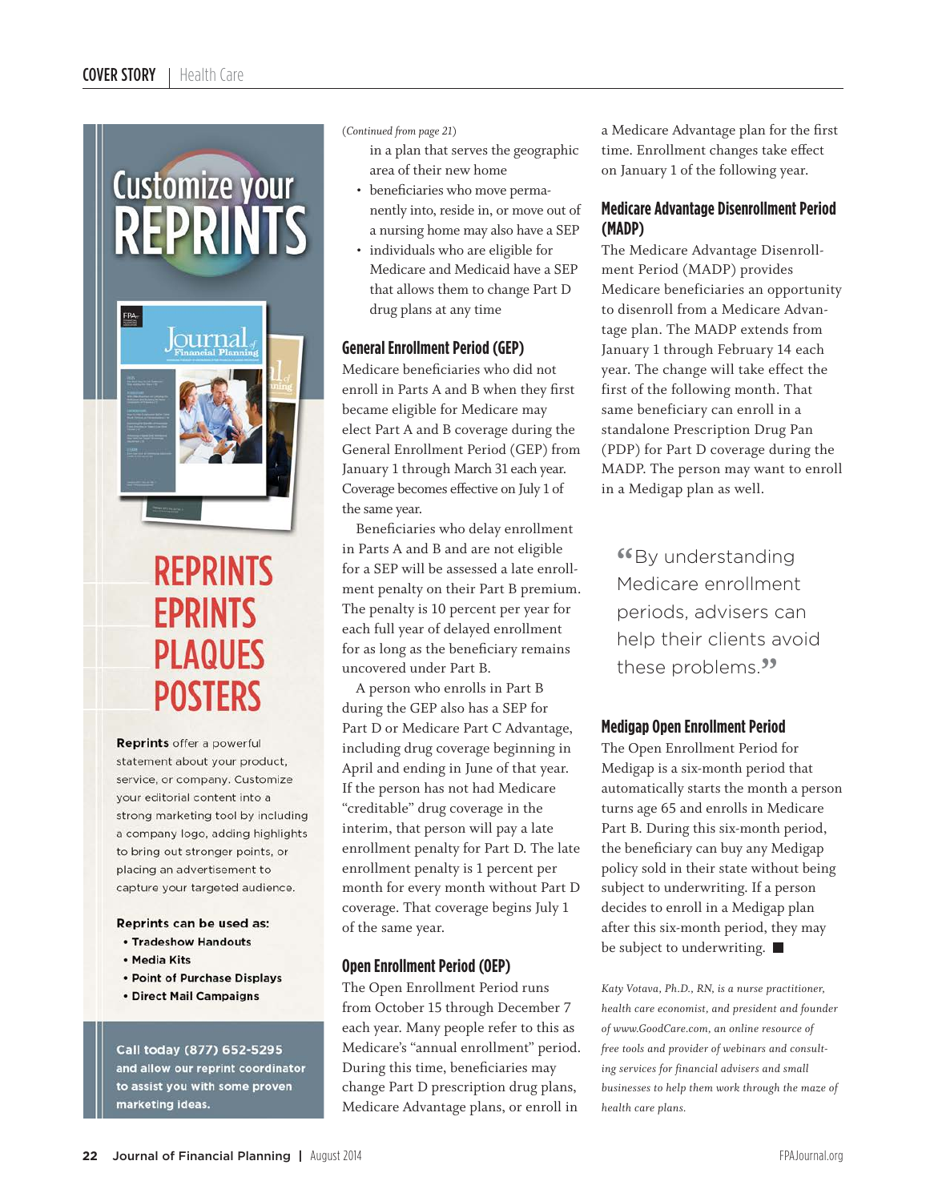(*Continued from page 21*)

in a plan that serves the geographic area of their new home

- beneficiaries who move permanently into, reside in, or move out of a nursing home may also have a SEP
- individuals who are eligible for Medicare and Medicaid have a SEP that allows them to change Part D drug plans at any time

### General Enrollment Period (GEP)

Medicare beneficiaries who did not enroll in Parts A and B when they first became eligible for Medicare may elect Part A and B coverage during the General Enrollment Period (GEP) from January 1 through March 31 each year. Coverage becomes effective on July 1 of the same year.

Beneficiaries who delay enrollment in Parts A and B and are not eligible for a SEP will be assessed a late enrollment penalty on their Part B premium. The penalty is 10 percent per year for each full year of delayed enrollment for as long as the beneficiary remains uncovered under Part B.

A person who enrolls in Part B during the GEP also has a SEP for Part D or Medicare Part C Advantage, including drug coverage beginning in April and ending in June of that year. If the person has not had Medicare "creditable" drug coverage in the interim, that person will pay a late enrollment penalty for Part D. The late enrollment penalty is 1 percent per month for every month without Part D coverage. That coverage begins July 1 of the same year.

### Open Enrollment Period (OEP)

The Open Enrollment Period runs from October 15 through December 7 each year. Many people refer to this as Medicare's "annual enrollment" period. During this time, beneficiaries may change Part D prescription drug plans, Medicare Advantage plans, or enroll in a Medicare Advantage plan for the first time. Enrollment changes take effect on January 1 of the following year.

### Medicare Advantage Disenrollment Period (MADP)

The Medicare Advantage Disenrollment Period (MADP) provides Medicare beneficiaries an opportunity to disenroll from a Medicare Advantage plan. The MADP extends from January 1 through February 14 each year. The change will take effect the first of the following month. That same beneficiary can enroll in a standalone Prescription Drug Pan (PDP) for Part D coverage during the MADP. The person may want to enroll in a Medigap plan as well.

> "By understanding Medicare enrollment periods, advisers can help their clients avoid these problems."

### Medigap Open Enrollment Period

The Open Enrollment Period for Medigap is a six-month period that automatically starts the month a person turns age 65 and enrolls in Medicare Part B. During this six-month period, the beneficiary can buy any Medigap policy sold in their state without being subject to underwriting. If a person decides to enroll in a Medigap plan after this six-month period, they may be subject to underwriting. ■

*Katy Votava, Ph.D., RN, is a nurse practitioner, health care economist, and president and founder of www.GoodCare.com, an online resource of free tools and provider of webinars and consulting services for financial advisers and small businesses to help them work through the maze of health care plans.*

---

# Customize your REPRINTS

## REPRINTS EPRINTS PLAQUES POSTERS

**Reprints** offer a powerful statement about your product, service, or company. Customize your editorial content into a strong marketing tool by including a company logo, adding highlights to bring out stronger points, or placing an advertisement to capture your targeted audience.

**Reprints can be used as:**

- **Tradeshow Handouts**
- **Media Kits**
- **Point of Purchase Displays**
- **Direct Mail Campaigns**

**Call today (877) 652-5295 and allow our reprint coordinator to assist you with some proven marketing ideas.**